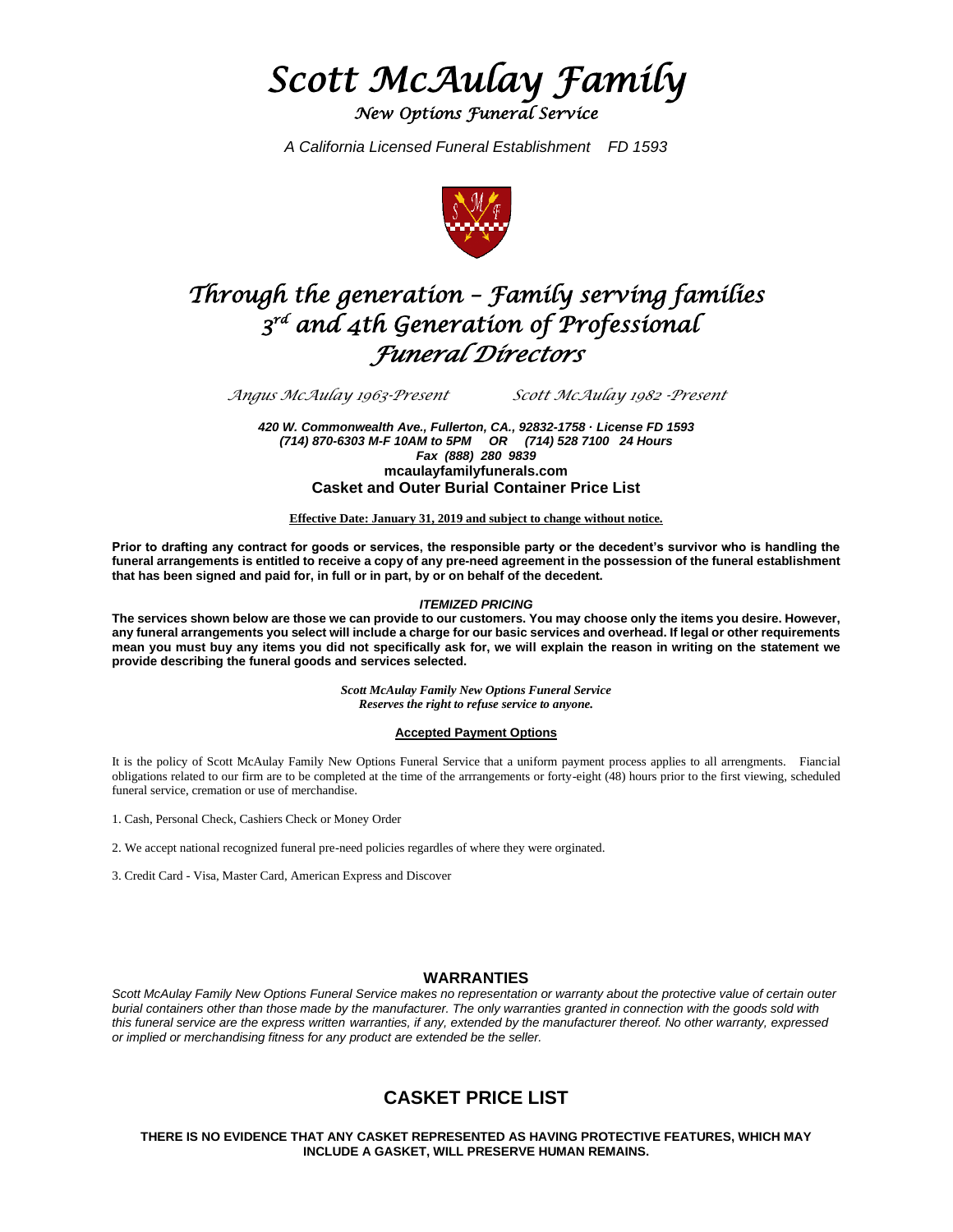# *Scott McAulay Family*

*New Options Funeral Service*

*A California Licensed Funeral Establishment FD 1593*

## *Through the generation – Family serving families*
## *3rd and 4th Generation of Professional Funeral Directors*

*Angus McAulay 1963-Present* *Scott McAulay 1982 -Present*

***420 W. Commonwealth Ave., Fullerton, CA., 92832-1758 · License FD 1593***
***(714) 870-6303 M-F 10AM to 5PM OR (714) 528 7100 24 Hours***
***Fax (888) 280 9839***
**mcaulayfamilyfunerals.com**

**Casket and Outer Burial Container Price List**

**Effective Date: January 31, 2019 and subject to change without notice.**

**Prior to drafting any contract for goods or services, the responsible party or the decedent's survivor who is handling the funeral arrangements is entitled to receive a copy of any pre-need agreement in the possession of the funeral establishment that has been signed and paid for, in full or in part, by or on behalf of the decedent.**

***ITEMIZED PRICING***

**The services shown below are those we can provide to our customers. You may choose only the items you desire. However, any funeral arrangements you select will include a charge for our basic services and overhead. If legal or other requirements mean you must buy any items you did not specifically ask for, we will explain the reason in writing on the statement we provide describing the funeral goods and services selected.**

***Scott McAulay Family New Options Funeral Service***
***Reserves the right to refuse service to anyone.***

**Accepted Payment Options**

It is the policy of Scott McAulay Family New Options Funeral Service that a uniform payment process applies to all arrengments. Fiancial obligations related to our firm are to be completed at the time of the arrrangements or forty-eight (48) hours prior to the first viewing, scheduled funeral service, cremation or use of merchandise.

1. Cash, Personal Check, Cashiers Check or Money Order

2. We accept national recognized funeral pre-need policies regardles of where they were orginated.

3. Credit Card - Visa, Master Card, American Express and Discover

## WARRANTIES

*Scott McAulay Family New Options Funeral Service makes no representation or warranty about the protective value of certain outer burial containers other than those made by the manufacturer. The only warranties granted in connection with the goods sold with this funeral service are the express written warranties, if any, extended by the manufacturer thereof. No other warranty, expressed or implied or merchandising fitness for any product are extended be the seller.*

## CASKET PRICE LIST

**THERE IS NO EVIDENCE THAT ANY CASKET REPRESENTED AS HAVING PROTECTIVE FEATURES, WHICH MAY INCLUDE A GASKET, WILL PRESERVE HUMAN REMAINS.**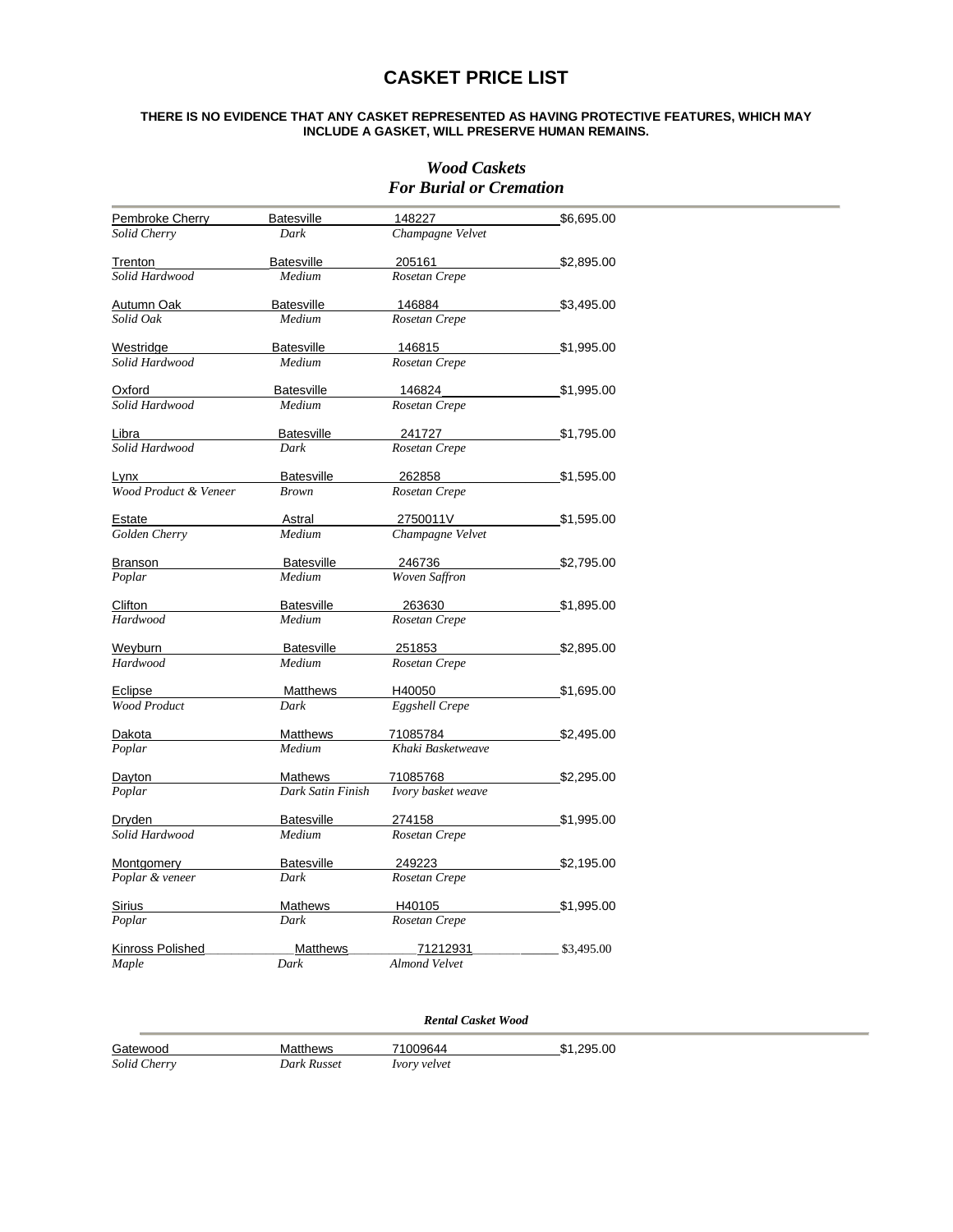# CASKET PRICE LIST

**THERE IS NO EVIDENCE THAT ANY CASKET REPRESENTED AS HAVING PROTECTIVE FEATURES, WHICH MAY INCLUDE A GASKET, WILL PRESERVE HUMAN REMAINS.**

## *Wood Caskets*
## *For Burial or Cremation*

| Name / Material | Manufacturer / Finish | Model / Interior | Price |
|---|---|---|---|
| Pembroke Cherry<br>*Solid Cherry* | Batesville<br>*Dark* | 148227<br>*Champagne Velvet* | $6,695.00 |
| Trenton<br>*Solid Hardwood* | Batesville<br>*Medium* | 205161<br>*Rosetan Crepe* | $2,895.00 |
| Autumn Oak<br>*Solid Oak* | Batesville<br>*Medium* | 146884<br>*Rosetan Crepe* | $3,495.00 |
| Westridge<br>*Solid Hardwood* | Batesville<br>*Medium* | 146815<br>*Rosetan Crepe* | $1,995.00 |
| Oxford<br>*Solid Hardwood* | Batesville<br>*Medium* | 146824<br>*Rosetan Crepe* | $1,995.00 |
| Libra<br>*Solid Hardwood* | Batesville<br>*Dark* | 241727<br>*Rosetan Crepe* | $1,795.00 |
| Lynx<br>*Wood Product & Veneer* | Batesville<br>*Brown* | 262858<br>*Rosetan Crepe* | $1,595.00 |
| Estate<br>*Golden Cherry* | Astral<br>*Medium* | 2750011V<br>*Champagne Velvet* | $1,595.00 |
| Branson<br>*Poplar* | Batesville<br>*Medium* | 246736<br>*Woven Saffron* | $2,795.00 |
| Clifton<br>*Hardwood* | Batesville<br>*Medium* | 263630<br>*Rosetan Crepe* | $1,895.00 |
| Weyburn<br>*Hardwood* | Batesville<br>*Medium* | 251853<br>*Rosetan Crepe* | $2,895.00 |
| Eclipse<br>*Wood Product* | Matthews<br>*Dark* | H40050<br>*Eggshell Crepe* | $1,695.00 |
| Dakota<br>*Poplar* | Matthews<br>*Medium* | 71085784<br>*Khaki Basketweave* | $2,495.00 |
| Dayton<br>*Poplar* | Mathews<br>*Dark Satin Finish* | 71085768<br>*Ivory basket weave* | $2,295.00 |
| Dryden<br>*Solid Hardwood* | Batesville<br>*Medium* | 274158<br>*Rosetan Crepe* | $1,995.00 |
| Montgomery<br>*Poplar & veneer* | Batesville<br>*Dark* | 249223<br>*Rosetan Crepe* | $2,195.00 |
| Sirius<br>*Poplar* | Mathews<br>*Dark* | H40105<br>*Rosetan Crepe* | $1,995.00 |
| Kinross Polished<br>*Maple* | Matthews<br>*Dark* | 71212931<br>*Almond Velvet* | $3,495.00 |

### *Rental Casket Wood*

| Name / Material | Manufacturer / Finish | Model / Interior | Price |
|---|---|---|---|
| Gatewood<br>*Solid Cherry* | Matthews<br>*Dark Russet* | 71009644<br>*Ivory velvet* | $1,295.00 |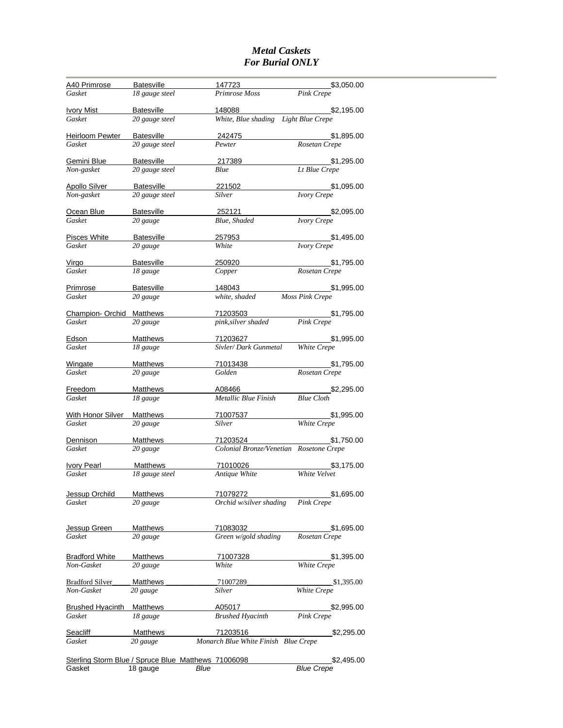# *Metal Caskets*
# *For Burial ONLY*

| Name / Type | Manufacturer / Gauge | Model / Color | Interior | Price |
|---|---|---|---|---|
| A40 Primrose<br>*Gasket* | Batesville<br>*18 gauge steel* | 147723<br>*Primrose Moss* | *Pink Crepe* | $3,050.00 |
| Ivory Mist<br>*Gasket* | Batesville<br>*20 gauge steel* | 148088<br>*White, Blue shading* | *Light Blue Crepe* | $2,195.00 |
| Heirloom Pewter<br>*Gasket* | Batesville<br>*20 gauge steel* | 242475<br>*Pewter* | *Rosetan Crepe* | $1,895.00 |
| Gemini Blue<br>*Non-gasket* | Batesville<br>*20 gauge steel* | 217389<br>*Blue* | *Lt Blue Crepe* | $1,295.00 |
| Apollo Silver<br>*Non-gasket* | Batesville<br>*20 gauge steel* | 221502<br>*Silver* | *Ivory Crepe* | $1,095.00 |
| Ocean Blue<br>*Gasket* | Batesville<br>*20 gauge* | 252121<br>*Blue, Shaded* | *Ivory Crepe* | $2,095.00 |
| Pisces White<br>*Gasket* | Batesville<br>*20 gauge* | 257953<br>*White* | *Ivory Crepe* | $1,495.00 |
| Virgo<br>*Gasket* | Batesville<br>*18 gauge* | 250920<br>*Copper* | *Rosetan Crepe* | $1,795.00 |
| Primrose<br>*Gasket* | Batesville<br>*20 gauge* | 148043<br>*white, shaded* | *Moss Pink Crepe* | $1,995.00 |
| Champion- Orchid<br>*Gasket* | Matthews<br>*20 gauge* | 71203503<br>*pink,silver shaded* | *Pink Crepe* | $1,795.00 |
| Edson<br>*Gasket* | Matthews<br>*18 gauge* | 71203627<br>*Sivler/ Dark Gunmetal* | *White Crepe* | $1,995.00 |
| Wingate<br>*Gasket* | Matthews<br>*20 gauge* | 71013438<br>*Golden* | *Rosetan Crepe* | $1,795.00 |
| Freedom<br>*Gasket* | Matthews<br>*18 gauge* | A08466<br>*Metallic Blue Finish* | *Blue Cloth* | $2,295.00 |
| With Honor Silver<br>*Gasket* | Matthews<br>*20 gauge* | 71007537<br>*Silver* | *White Crepe* | $1,995.00 |
| Dennison<br>*Gasket* | Matthews<br>*20 gauge* | 71203524<br>*Colonial Bronze/Venetian* | *Rosetone Crepe* | $1,750.00 |
| Ivory Pearl<br>*Gasket* | Matthews<br>*18 gauge steel* | 71010026<br>*Antique White* | *White Velvet* | $3,175.00 |
| Jessup Orchild<br>*Gasket* | Matthews<br>*20 gauge* | 71079272<br>*Orchid w/silver shading* | *Pink Crepe* | $1,695.00 |
| Jessup Green<br>*Gasket* | Matthews<br>*20 gauge* | 71083032<br>*Green w/gold shading* | *Rosetan Crepe* | $1,695.00 |
| Bradford White<br>*Non-Gasket* | Matthews<br>*20 gauge* | 71007328<br>*White* | *White Crepe* | $1,395.00 |
| Bradford Silver<br>*Non-Gasket* | Matthews<br>*20 gauge* | 71007289<br>*Silver* | *White Crepe* | $1,395.00 |
| Brushed Hyacinth<br>*Gasket* | Matthews<br>*18 gauge* | A05017<br>*Brushed Hyacinth* | *Pink Crepe* | $2,995.00 |
| Seacliff<br>*Gasket* | Matthews<br>*20 gauge* | 71203516<br>*Monarch Blue White Finish* | *Blue Crepe* | $2,295.00 |
| Sterling Storm Blue / Spruce Blue<br>Gasket | Matthews<br>18 gauge | 71006098<br>*Blue* | *Blue Crepe* | $2,495.00 |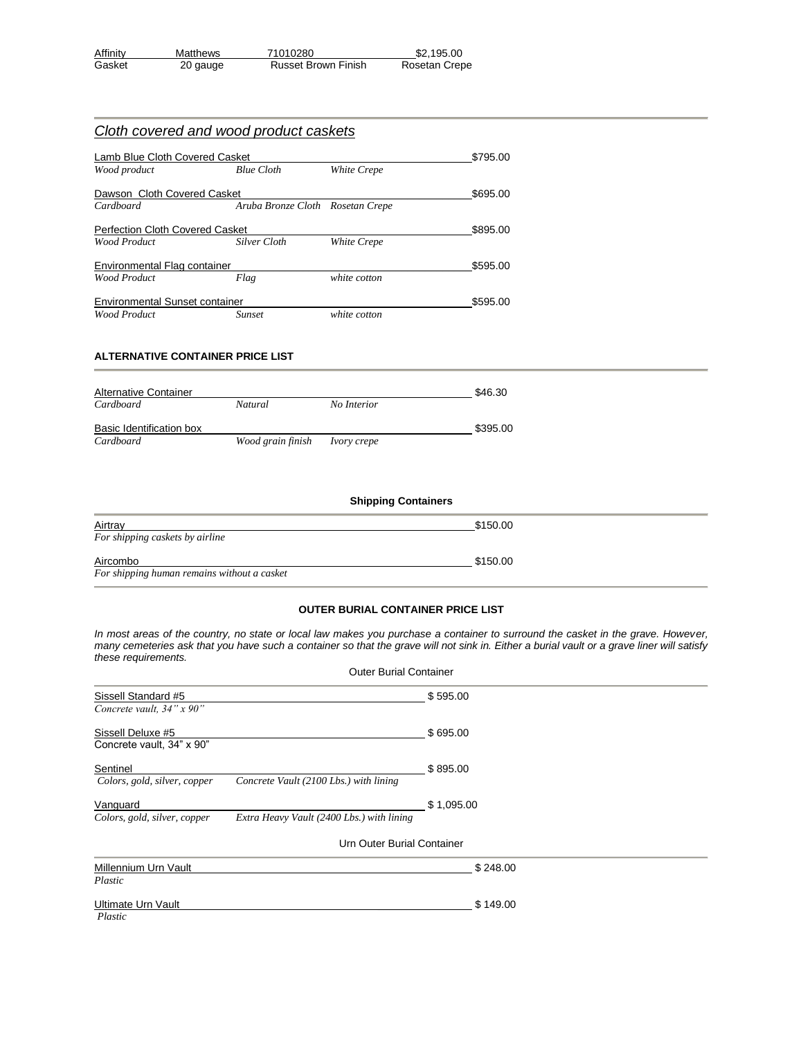| | | | |
|---|---|---|---|
| Affinity | Matthews | 71010280 | $2,195.00 |
| Gasket | 20 gauge | Russet Brown Finish | Rosetan Crepe |

## *Cloth covered and wood product caskets*

| | | | |
|---|---|---|---|
| Lamb Blue Cloth Covered Casket | | | $795.00 |
| *Wood product* | *Blue Cloth* | *White Crepe* | |
| Dawson Cloth Covered Casket | | | $695.00 |
| *Cardboard* | *Aruba Bronze Cloth* | *Rosetan Crepe* | |
| Perfection Cloth Covered Casket | | | $895.00 |
| *Wood Product* | *Silver Cloth* | *White Crepe* | |
| Environmental Flag container | | | $595.00 |
| *Wood Product* | *Flag* | *white cotton* | |
| Environmental Sunset container | | | $595.00 |
| *Wood Product* | *Sunset* | *white cotton* | |

**ALTERNATIVE CONTAINER PRICE LIST**

| | | | |
|---|---|---|---|
| Alternative Container | | | $46.30 |
| *Cardboard* | *Natural* | *No Interior* | |
| Basic Identification box | | | $395.00 |
| *Cardboard* | *Wood grain finish* | *Ivory crepe* | |

**Shipping Containers**

| | |
|---|---|
| Airtray | $150.00 |
| *For shipping caskets by airline* | |
| Aircombo | $150.00 |
| *For shipping human remains without a casket* | |

**OUTER BURIAL CONTAINER PRICE LIST**

*In most areas of the country, no state or local law makes you purchase a container to surround the casket in the grave. However, many cemeteries ask that you have such a container so that the grave will not sink in. Either a burial vault or a grave liner will satisfy these requirements.*

Outer Burial Container

| | | |
|---|---|---|
| Sissell Standard #5 | | $ 595.00 |
| *Concrete vault, 34" x 90"* | | |
| Sissell Deluxe #5 | | $ 695.00 |
| Concrete vault, 34" x 90" | | |
| Sentinel | | $ 895.00 |
| *Colors, gold, silver, copper* | *Concrete Vault (2100 Lbs.) with lining* | |
| Vanguard | | $ 1,095.00 |
| *Colors, gold, silver, copper* | *Extra Heavy Vault (2400 Lbs.) with lining* | |

Urn Outer Burial Container

| | |
|---|---|
| Millennium Urn Vault | $ 248.00 |
| *Plastic* | |
| Ultimate Urn Vault | $ 149.00 |
| *Plastic* | |